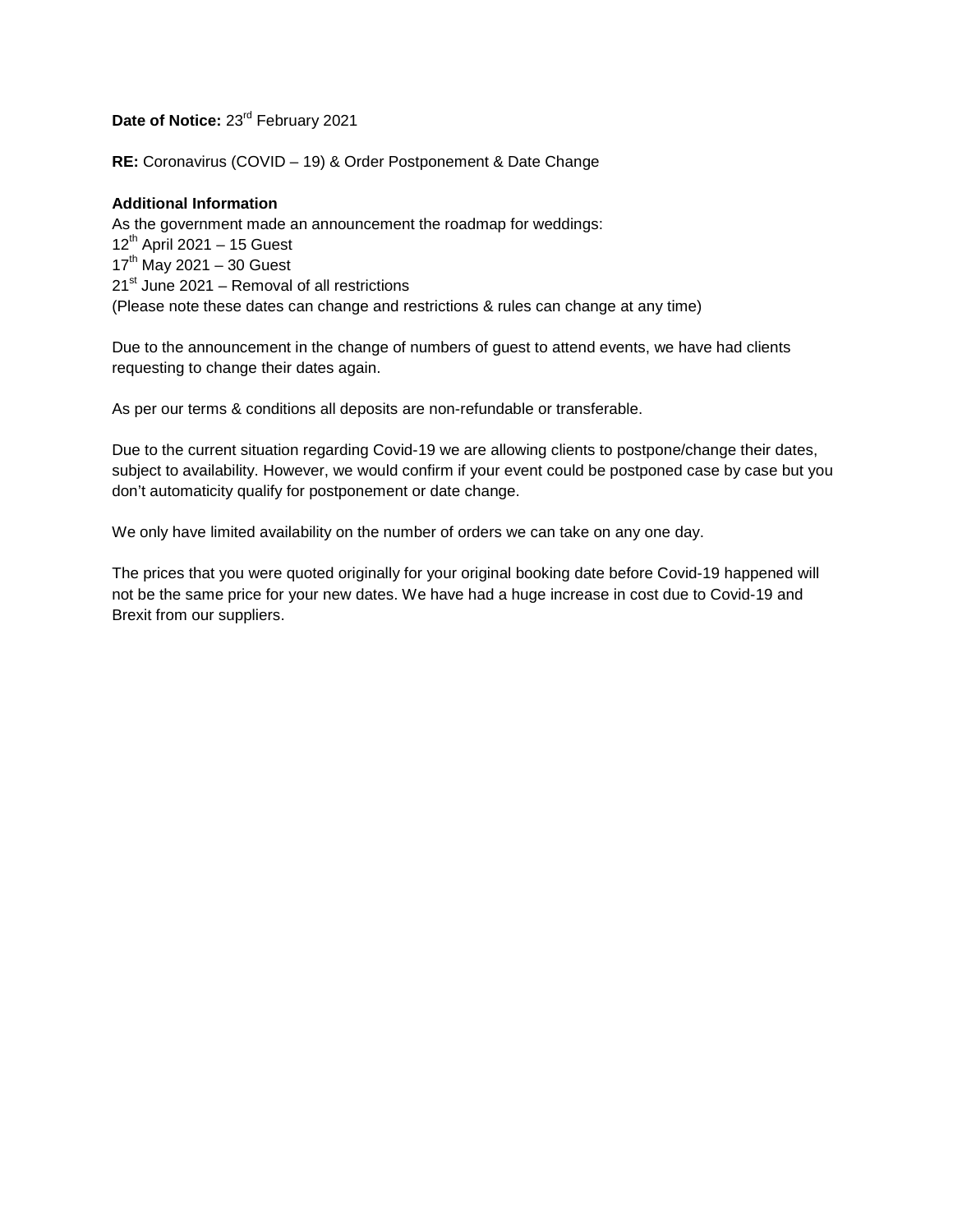**Date of Notice:** 23rd February 2021

**RE:** Coronavirus (COVID – 19) & Order Postponement & Date Change

**Additional Information**

As the government made an announcement the roadmap for weddings:
12th April 2021 – 15 Guest
17th May 2021 – 30 Guest
21st June 2021 – Removal of all restrictions
(Please note these dates can change and restrictions & rules can change at any time)

Due to the announcement in the change of numbers of guest to attend events, we have had clients requesting to change their dates again.

As per our terms & conditions all deposits are non-refundable or transferable.

Due to the current situation regarding Covid-19 we are allowing clients to postpone/change their dates, subject to availability. However, we would confirm if your event could be postponed case by case but you don't automaticity qualify for postponement or date change.

We only have limited availability on the number of orders we can take on any one day.

The prices that you were quoted originally for your original booking date before Covid-19 happened will not be the same price for your new dates. We have had a huge increase in cost due to Covid-19 and Brexit from our suppliers.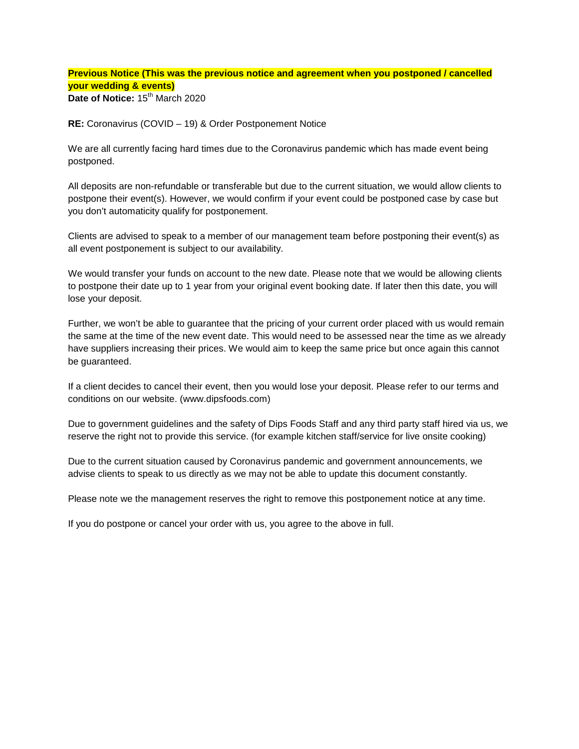**Previous Notice (This was the previous notice and agreement when you postponed / cancelled your wedding & events)**

**Date of Notice:** 15th March 2020

**RE:** Coronavirus (COVID – 19) & Order Postponement Notice

We are all currently facing hard times due to the Coronavirus pandemic which has made event being postponed.

All deposits are non-refundable or transferable but due to the current situation, we would allow clients to postpone their event(s). However, we would confirm if your event could be postponed case by case but you don't automaticity qualify for postponement.

Clients are advised to speak to a member of our management team before postponing their event(s) as all event postponement is subject to our availability.

We would transfer your funds on account to the new date. Please note that we would be allowing clients to postpone their date up to 1 year from your original event booking date. If later then this date, you will lose your deposit.

Further, we won't be able to guarantee that the pricing of your current order placed with us would remain the same at the time of the new event date. This would need to be assessed near the time as we already have suppliers increasing their prices. We would aim to keep the same price but once again this cannot be guaranteed.

If a client decides to cancel their event, then you would lose your deposit. Please refer to our terms and conditions on our website. (www.dipsfoods.com)

Due to government guidelines and the safety of Dips Foods Staff and any third party staff hired via us, we reserve the right not to provide this service. (for example kitchen staff/service for live onsite cooking)

Due to the current situation caused by Coronavirus pandemic and government announcements, we advise clients to speak to us directly as we may not be able to update this document constantly.

Please note we the management reserves the right to remove this postponement notice at any time.

If you do postpone or cancel your order with us, you agree to the above in full.